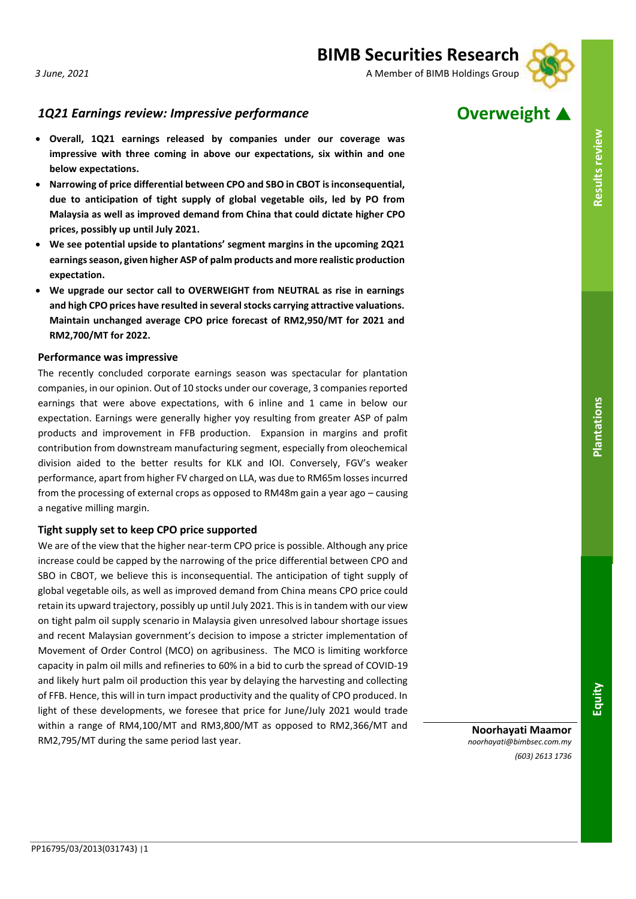3 June, 2021

BIMB Securities Research
A Member of BIMB Holdings Group

## *1Q21 Earnings review: Impressive performance*

**Overweight ▲**

- **Overall, 1Q21 earnings released by companies under our coverage was impressive with three coming in above our expectations, six within and one below expectations.**
- **Narrowing of price differential between CPO and SBO in CBOT is inconsequential, due to anticipation of tight supply of global vegetable oils, led by PO from Malaysia as well as improved demand from China that could dictate higher CPO prices, possibly up until July 2021.**
- **We see potential upside to plantations' segment margins in the upcoming 2Q21 earnings season, given higher ASP of palm products and more realistic production expectation.**
- **We upgrade our sector call to OVERWEIGHT from NEUTRAL as rise in earnings and high CPO prices have resulted in several stocks carrying attractive valuations. Maintain unchanged average CPO price forecast of RM2,950/MT for 2021 and RM2,700/MT for 2022.**

### Performance was impressive

The recently concluded corporate earnings season was spectacular for plantation companies, in our opinion. Out of 10 stocks under our coverage, 3 companies reported earnings that were above expectations, with 6 inline and 1 came in below our expectation. Earnings were generally higher yoy resulting from greater ASP of palm products and improvement in FFB production. Expansion in margins and profit contribution from downstream manufacturing segment, especially from oleochemical division aided to the better results for KLK and IOI. Conversely, FGV's weaker performance, apart from higher FV charged on LLA, was due to RM65m losses incurred from the processing of external crops as opposed to RM48m gain a year ago – causing a negative milling margin.

### Tight supply set to keep CPO price supported

We are of the view that the higher near-term CPO price is possible. Although any price increase could be capped by the narrowing of the price differential between CPO and SBO in CBOT, we believe this is inconsequential. The anticipation of tight supply of global vegetable oils, as well as improved demand from China means CPO price could retain its upward trajectory, possibly up until July 2021. This is in tandem with our view on tight palm oil supply scenario in Malaysia given unresolved labour shortage issues and recent Malaysian government's decision to impose a stricter implementation of Movement of Order Control (MCO) on agribusiness. The MCO is limiting workforce capacity in palm oil mills and refineries to 60% in a bid to curb the spread of COVID-19 and likely hurt palm oil production this year by delaying the harvesting and collecting of FFB. Hence, this will in turn impact productivity and the quality of CPO produced. In light of these developments, we foresee that price for June/July 2021 would trade within a range of RM4,100/MT and RM3,800/MT as opposed to RM2,366/MT and RM2,795/MT during the same period last year.

**Noorhayati Maamor**
*noorhayati@bimbsec.com.my*
*(603) 2613 1736*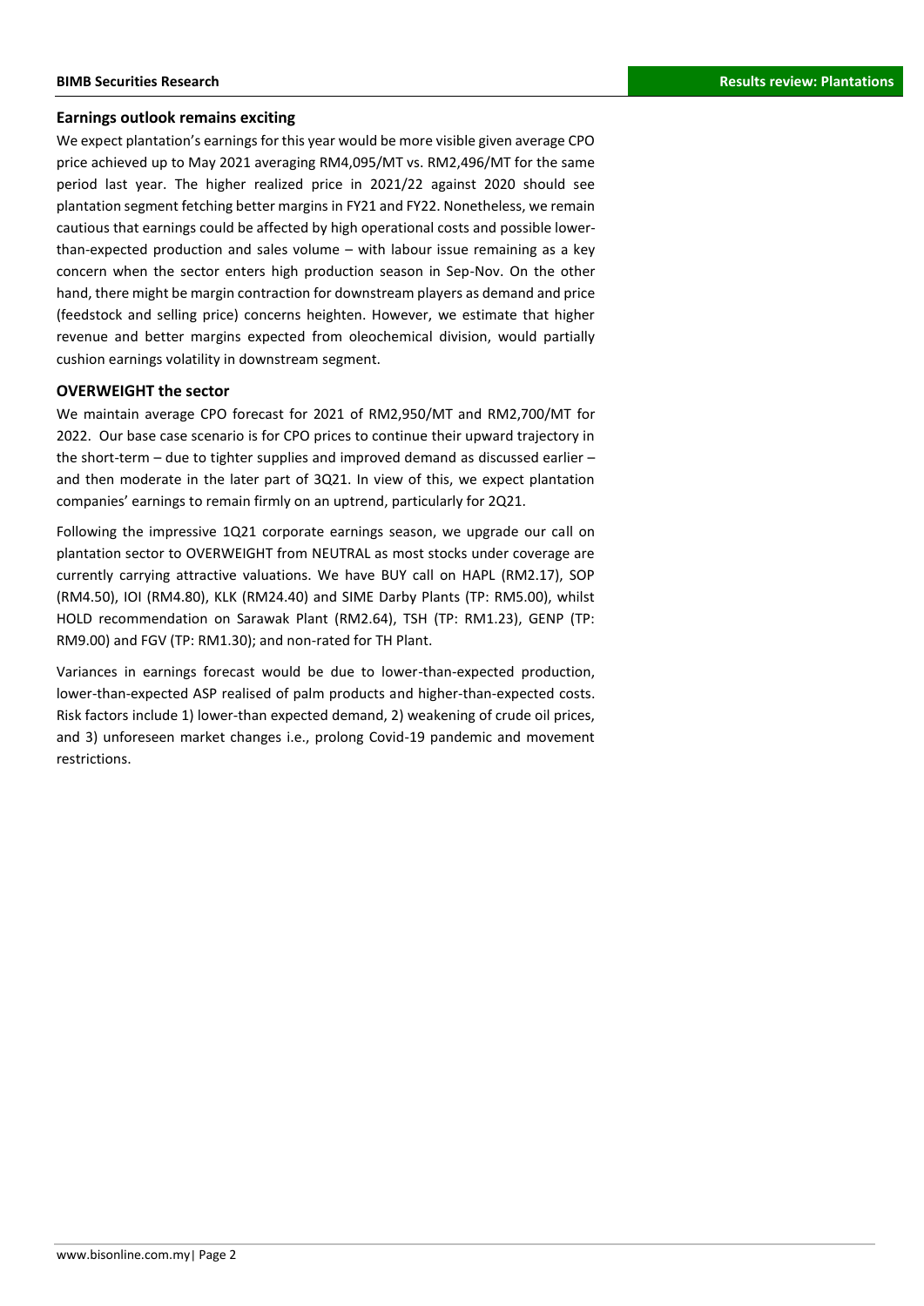## Earnings outlook remains exciting

We expect plantation's earnings for this year would be more visible given average CPO price achieved up to May 2021 averaging RM4,095/MT vs. RM2,496/MT for the same period last year. The higher realized price in 2021/22 against 2020 should see plantation segment fetching better margins in FY21 and FY22. Nonetheless, we remain cautious that earnings could be affected by high operational costs and possible lower-than-expected production and sales volume – with labour issue remaining as a key concern when the sector enters high production season in Sep-Nov. On the other hand, there might be margin contraction for downstream players as demand and price (feedstock and selling price) concerns heighten. However, we estimate that higher revenue and better margins expected from oleochemical division, would partially cushion earnings volatility in downstream segment.

## OVERWEIGHT the sector

We maintain average CPO forecast for 2021 of RM2,950/MT and RM2,700/MT for 2022. Our base case scenario is for CPO prices to continue their upward trajectory in the short-term – due to tighter supplies and improved demand as discussed earlier – and then moderate in the later part of 3Q21. In view of this, we expect plantation companies' earnings to remain firmly on an uptrend, particularly for 2Q21.

Following the impressive 1Q21 corporate earnings season, we upgrade our call on plantation sector to OVERWEIGHT from NEUTRAL as most stocks under coverage are currently carrying attractive valuations. We have BUY call on HAPL (RM2.17), SOP (RM4.50), IOI (RM4.80), KLK (RM24.40) and SIME Darby Plants (TP: RM5.00), whilst HOLD recommendation on Sarawak Plant (RM2.64), TSH (TP: RM1.23), GENP (TP: RM9.00) and FGV (TP: RM1.30); and non-rated for TH Plant.

Variances in earnings forecast would be due to lower-than-expected production, lower-than-expected ASP realised of palm products and higher-than-expected costs. Risk factors include 1) lower-than expected demand, 2) weakening of crude oil prices, and 3) unforeseen market changes i.e., prolong Covid-19 pandemic and movement restrictions.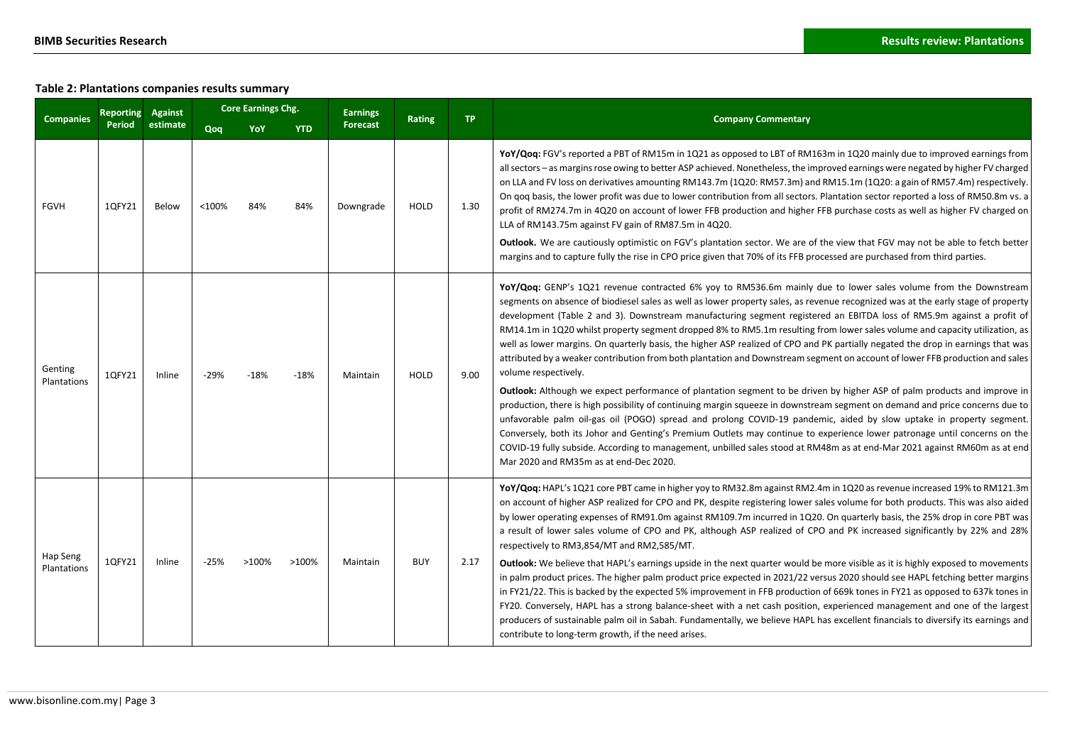## Table 2: Plantations companies results summary

| Companies | Reporting Period | Against estimate | Core Earnings Chg. | | | Earnings Forecast | Rating | TP | Company Commentary |
|---|---|---|---|---|---|---|---|---|---|
| | | | Qoq | YoY | YTD | | | | |
| FGVH | 1QFY21 | Below | <100% | 84% | 84% | Downgrade | HOLD | 1.30 | **YoY/Qoq:** FGV's reported a PBT of RM15m in 1Q21 as opposed to LBT of RM163m in 1Q20 mainly due to improved earnings from all sectors – as margins rose owing to better ASP achieved. Nonetheless, the improved earnings were negated by higher FV charged on LLA and FV loss on derivatives amounting RM143.7m (1Q20: RM57.3m) and RM15.1m (1Q20: a gain of RM57.4m) respectively. On qoq basis, the lower profit was due to lower contribution from all sectors. Plantation sector reported a loss of RM50.8m vs. a profit of RM274.7m in 4Q20 on account of lower FFB production and higher FFB purchase costs as well as higher FV charged on LLA of RM143.75m against FV gain of RM87.5m in 4Q20. **Outlook.** We are cautiously optimistic on FGV's plantation sector. We are of the view that FGV may not be able to fetch better margins and to capture fully the rise in CPO price given that 70% of its FFB processed are purchased from third parties. |
| Genting Plantations | 1QFY21 | Inline | -29% | -18% | -18% | Maintain | HOLD | 9.00 | **YoY/Qoq:** GENP's 1Q21 revenue contracted 6% yoy to RM536.6m mainly due to lower sales volume from the Downstream segments on absence of biodiesel sales as well as lower property sales, as revenue recognized was at the early stage of property development (Table 2 and 3). Downstream manufacturing segment registered an EBITDA loss of RM5.9m against a profit of RM14.1m in 1Q20 whilst property segment dropped 8% to RM5.1m resulting from lower sales volume and capacity utilization, as well as lower margins. On quarterly basis, the higher ASP realized of CPO and PK partially negated the drop in earnings that was attributed by a weaker contribution from both plantation and Downstream segment on account of lower FFB production and sales volume respectively. **Outlook:** Although we expect performance of plantation segment to be driven by higher ASP of palm products and improve in production, there is high possibility of continuing margin squeeze in downstream segment on demand and price concerns due to unfavorable palm oil-gas oil (POGO) spread and prolong COVID-19 pandemic, aided by slow uptake in property segment. Conversely, both its Johor and Genting's Premium Outlets may continue to experience lower patronage until concerns on the COVID-19 fully subside. According to management, unbilled sales stood at RM48m as at end-Mar 2021 against RM60m as at end Mar 2020 and RM35m as at end-Dec 2020. |
| Hap Seng Plantations | 1QFY21 | Inline | -25% | >100% | >100% | Maintain | BUY | 2.17 | **YoY/Qoq:** HAPL's 1Q21 core PBT came in higher yoy to RM32.8m against RM2.4m in 1Q20 as revenue increased 19% to RM121.3m on account of higher ASP realized for CPO and PK, despite registering lower sales volume for both products. This was also aided by lower operating expenses of RM91.0m against RM109.7m incurred in 1Q20. On quarterly basis, the 25% drop in core PBT was a result of lower sales volume of CPO and PK, although ASP realized of CPO and PK increased significantly by 22% and 28% respectively to RM3,854/MT and RM2,585/MT. **Outlook:** We believe that HAPL's earnings upside in the next quarter would be more visible as it is highly exposed to movements in palm product prices. The higher palm product price expected in 2021/22 versus 2020 should see HAPL fetching better margins in FY21/22. This is backed by the expected 5% improvement in FFB production of 669k tones in FY21 as opposed to 637k tones in FY20. Conversely, HAPL has a strong balance-sheet with a net cash position, experienced management and one of the largest producers of sustainable palm oil in Sabah. Fundamentally, we believe HAPL has excellent financials to diversify its earnings and contribute to long-term growth, if the need arises. |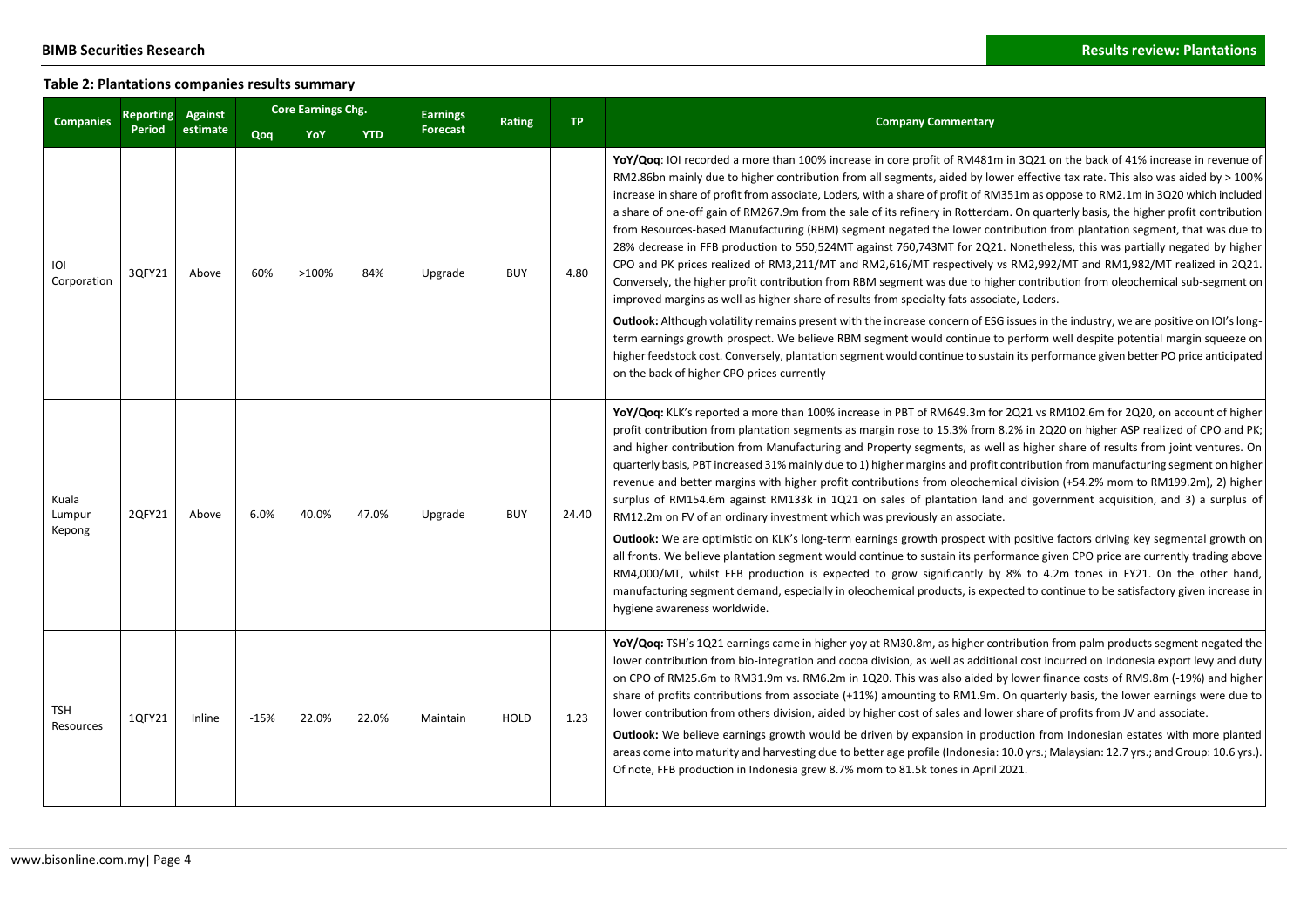### Table 2: Plantations companies results summary

| Companies | Reporting Period | Against estimate | Core Earnings Chg. | | | Earnings Forecast | Rating | TP | Company Commentary |
|---|---|---|---|---|---|---|---|---|---|
| | | | Qoq | YoY | YTD | | | | |
| IOI Corporation | 3QFY21 | Above | 60% | >100% | 84% | Upgrade | BUY | 4.80 | **YoY/Qoq**: IOI recorded a more than 100% increase in core profit of RM481m in 3Q21 on the back of 41% increase in revenue of RM2.86bn mainly due to higher contribution from all segments, aided by lower effective tax rate. This also was aided by > 100% increase in share of profit from associate, Loders, with a share of profit of RM351m as oppose to RM2.1m in 3Q20 which included a share of one-off gain of RM267.9m from the sale of its refinery in Rotterdam. On quarterly basis, the higher profit contribution from Resources-based Manufacturing (RBM) segment negated the lower contribution from plantation segment, that was due to 28% decrease in FFB production to 550,524MT against 760,743MT for 2Q21. Nonetheless, this was partially negated by higher CPO and PK prices realized of RM3,211/MT and RM2,616/MT respectively vs RM2,992/MT and RM1,982/MT realized in 2Q21. Conversely, the higher profit contribution from RBM segment was due to higher contribution from oleochemical sub-segment on improved margins as well as higher share of results from specialty fats associate, Loders.<br><br>**Outlook:** Although volatility remains present with the increase concern of ESG issues in the industry, we are positive on IOI's long-term earnings growth prospect. We believe RBM segment would continue to perform well despite potential margin squeeze on higher feedstock cost. Conversely, plantation segment would continue to sustain its performance given better PO price anticipated on the back of higher CPO prices currently |
| Kuala Lumpur Kepong | 2QFY21 | Above | 6.0% | 40.0% | 47.0% | Upgrade | BUY | 24.40 | **YoY/Qoq:** KLK's reported a more than 100% increase in PBT of RM649.3m for 2Q21 vs RM102.6m for 2Q20, on account of higher profit contribution from plantation segments as margin rose to 15.3% from 8.2% in 2Q20 on higher ASP realized of CPO and PK; and higher contribution from Manufacturing and Property segments, as well as higher share of results from joint ventures. On quarterly basis, PBT increased 31% mainly due to 1) higher margins and profit contribution from manufacturing segment on higher revenue and better margins with higher profit contributions from oleochemical division (+54.2% mom to RM199.2m), 2) higher surplus of RM154.6m against RM133k in 1Q21 on sales of plantation land and government acquisition, and 3) a surplus of RM12.2m on FV of an ordinary investment which was previously an associate.<br><br>**Outlook:** We are optimistic on KLK's long-term earnings growth prospect with positive factors driving key segmental growth on all fronts. We believe plantation segment would continue to sustain its performance given CPO price are currently trading above RM4,000/MT, whilst FFB production is expected to grow significantly by 8% to 4.2m tones in FY21. On the other hand, manufacturing segment demand, especially in oleochemical products, is expected to continue to be satisfactory given increase in hygiene awareness worldwide. |
| TSH Resources | 1QFY21 | Inline | -15% | 22.0% | 22.0% | Maintain | HOLD | 1.23 | **YoY/Qoq:** TSH's 1Q21 earnings came in higher yoy at RM30.8m, as higher contribution from palm products segment negated the lower contribution from bio-integration and cocoa division, as well as additional cost incurred on Indonesia export levy and duty on CPO of RM25.6m to RM31.9m vs. RM6.2m in 1Q20. This was also aided by lower finance costs of RM9.8m (-19%) and higher share of profits contributions from associate (+11%) amounting to RM1.9m. On quarterly basis, the lower earnings were due to lower contribution from others division, aided by higher cost of sales and lower share of profits from JV and associate.<br><br>**Outlook:** We believe earnings growth would be driven by expansion in production from Indonesian estates with more planted areas come into maturity and harvesting due to better age profile (Indonesia: 10.0 yrs.; Malaysian: 12.7 yrs.; and Group: 10.6 yrs.). Of note, FFB production in Indonesia grew 8.7% mom to 81.5k tones in April 2021. |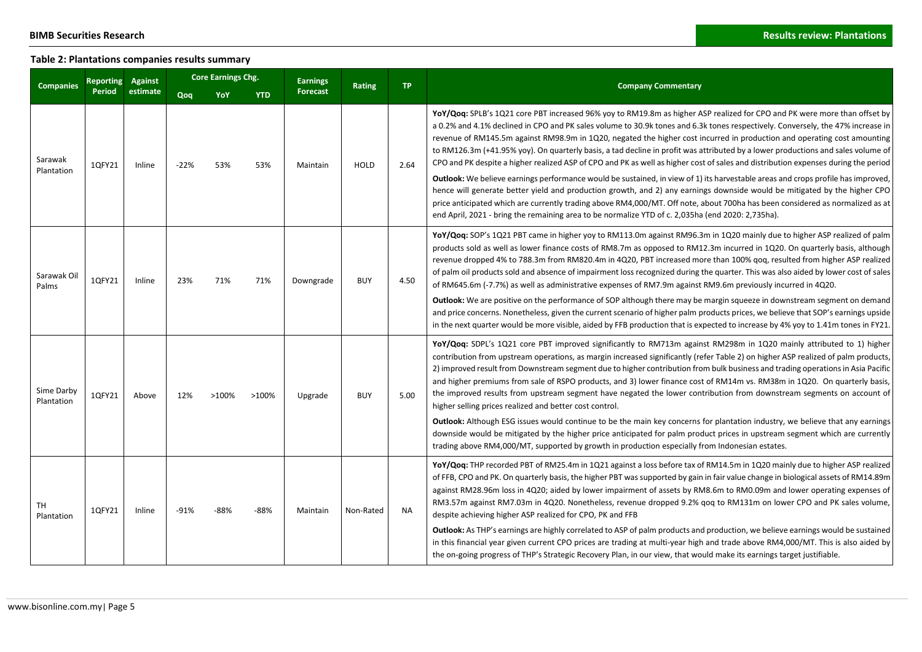## Table 2: Plantations companies results summary

| Companies | Reporting Period | Against estimate | Core Earnings Chg. | | | Earnings Forecast | Rating | TP | Company Commentary |
|---|---|---|---|---|---|---|---|---|---|
| | | | Qoq | YoY | YTD | | | | |
| Sarawak Plantation | 1QFY21 | Inline | -22% | 53% | 53% | Maintain | HOLD | 2.64 | **YoY/Qoq:** SPLB's 1Q21 core PBT increased 96% yoy to RM19.8m as higher ASP realized for CPO and PK were more than offset by a 0.2% and 4.1% declined in CPO and PK sales volume to 30.9k tones and 6.3k tones respectively. Conversely, the 47% increase in revenue of RM145.5m against RM98.9m in 1Q20, negated the higher cost incurred in production and operating cost amounting to RM126.3m (+41.95% yoy). On quarterly basis, a tad decline in profit was attributed by a lower productions and sales volume of CPO and PK despite a higher realized ASP of CPO and PK as well as higher cost of sales and distribution expenses during the period<br>**Outlook:** We believe earnings performance would be sustained, in view of 1) its harvestable areas and crops profile has improved, hence will generate better yield and production growth, and 2) any earnings downside would be mitigated by the higher CPO price anticipated which are currently trading above RM4,000/MT. Off note, about 700ha has been considered as normalized as at end April, 2021 - bring the remaining area to be normalize YTD of c. 2,035ha (end 2020: 2,735ha). |
| Sarawak Oil Palms | 1QFY21 | Inline | 23% | 71% | 71% | Downgrade | BUY | 4.50 | **YoY/Qoq:** SOP's 1Q21 PBT came in higher yoy to RM113.0m against RM96.3m in 1Q20 mainly due to higher ASP realized of palm products sold as well as lower finance costs of RM8.7m as opposed to RM12.3m incurred in 1Q20. On quarterly basis, although revenue dropped 4% to 788.3m from RM820.4m in 4Q20, PBT increased more than 100% qoq, resulted from higher ASP realized of palm oil products sold and absence of impairment loss recognized during the quarter. This was also aided by lower cost of sales of RM645.6m (-7.7%) as well as administrative expenses of RM7.9m against RM9.6m previously incurred in 4Q20.<br>**Outlook:** We are positive on the performance of SOP although there may be margin squeeze in downstream segment on demand and price concerns. Nonetheless, given the current scenario of higher palm products prices, we believe that SOP's earnings upside in the next quarter would be more visible, aided by FFB production that is expected to increase by 4% yoy to 1.41m tones in FY21. |
| Sime Darby Plantation | 1QFY21 | Above | 12% | >100% | >100% | Upgrade | BUY | 5.00 | **YoY/Qoq:** SDPL's 1Q21 core PBT improved significantly to RM713m against RM298m in 1Q20 mainly attributed to 1) higher contribution from upstream operations, as margin increased significantly (refer Table 2) on higher ASP realized of palm products, 2) improved result from Downstream segment due to higher contribution from bulk business and trading operations in Asia Pacific and higher premiums from sale of RSPO products, and 3) lower finance cost of RM14m vs. RM38m in 1Q20. On quarterly basis, the improved results from upstream segment have negated the lower contribution from downstream segments on account of higher selling prices realized and better cost control.<br>**Outlook:** Although ESG issues would continue to be the main key concerns for plantation industry, we believe that any earnings downside would be mitigated by the higher price anticipated for palm product prices in upstream segment which are currently trading above RM4,000/MT, supported by growth in production especially from Indonesian estates. |
| TH Plantation | 1QFY21 | Inline | -91% | -88% | -88% | Maintain | Non-Rated | NA | **YoY/Qoq:** THP recorded PBT of RM25.4m in 1Q21 against a loss before tax of RM14.5m in 1Q20 mainly due to higher ASP realized of FFB, CPO and PK. On quarterly basis, the higher PBT was supported by gain in fair value change in biological assets of RM14.89m against RM28.96m loss in 4Q20; aided by lower impairment of assets by RM8.6m to RM0.09m and lower operating expenses of RM3.57m against RM7.03m in 4Q20. Nonetheless, revenue dropped 9.2% qoq to RM131m on lower CPO and PK sales volume, despite achieving higher ASP realized for CPO, PK and FFB<br>**Outlook:** As THP's earnings are highly correlated to ASP of palm products and production, we believe earnings would be sustained in this financial year given current CPO prices are trading at multi-year high and trade above RM4,000/MT. This is also aided by the on-going progress of THP's Strategic Recovery Plan, in our view, that would make its earnings target justifiable. |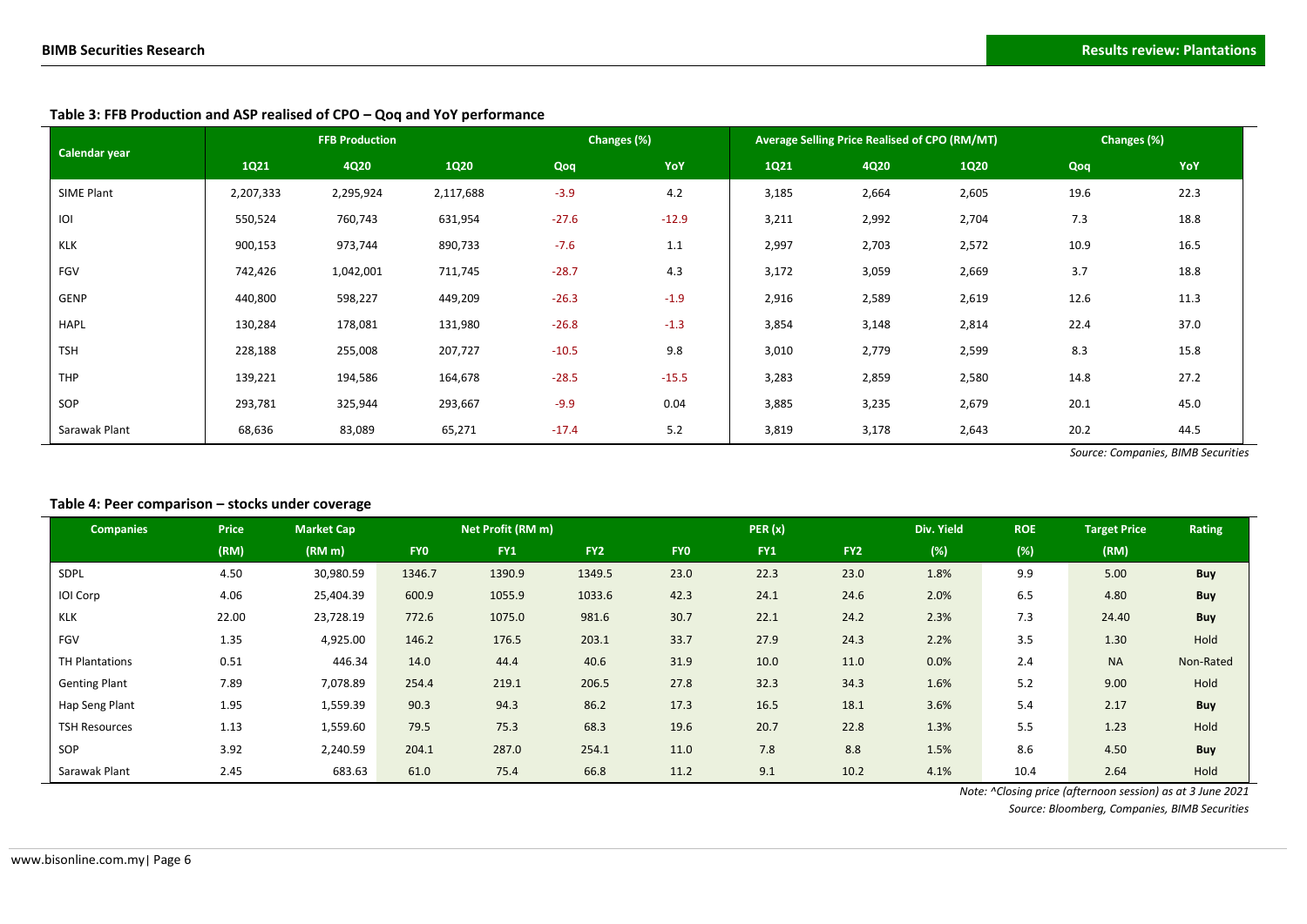**Table 3: FFB Production and ASP realised of CPO – Qoq and YoY performance**

| Calendar year | FFB Production | | | Changes (%) | | Average Selling Price Realised of CPO (RM/MT) | | | Changes (%) | |
|---|---|---|---|---|---|---|---|---|---|---|
| | 1Q21 | 4Q20 | 1Q20 | Qoq | YoY | 1Q21 | 4Q20 | 1Q20 | Qoq | YoY |
| SIME Plant | 2,207,333 | 2,295,924 | 2,117,688 | -3.9 | 4.2 | 3,185 | 2,664 | 2,605 | 19.6 | 22.3 |
| IOI | 550,524 | 760,743 | 631,954 | -27.6 | -12.9 | 3,211 | 2,992 | 2,704 | 7.3 | 18.8 |
| KLK | 900,153 | 973,744 | 890,733 | -7.6 | 1.1 | 2,997 | 2,703 | 2,572 | 10.9 | 16.5 |
| FGV | 742,426 | 1,042,001 | 711,745 | -28.7 | 4.3 | 3,172 | 3,059 | 2,669 | 3.7 | 18.8 |
| GENP | 440,800 | 598,227 | 449,209 | -26.3 | -1.9 | 2,916 | 2,589 | 2,619 | 12.6 | 11.3 |
| HAPL | 130,284 | 178,081 | 131,980 | -26.8 | -1.3 | 3,854 | 3,148 | 2,814 | 22.4 | 37.0 |
| TSH | 228,188 | 255,008 | 207,727 | -10.5 | 9.8 | 3,010 | 2,779 | 2,599 | 8.3 | 15.8 |
| THP | 139,221 | 194,586 | 164,678 | -28.5 | -15.5 | 3,283 | 2,859 | 2,580 | 14.8 | 27.2 |
| SOP | 293,781 | 325,944 | 293,667 | -9.9 | 0.04 | 3,885 | 3,235 | 2,679 | 20.1 | 45.0 |
| Sarawak Plant | 68,636 | 83,089 | 65,271 | -17.4 | 5.2 | 3,819 | 3,178 | 2,643 | 20.2 | 44.5 |

*Source: Companies, BIMB Securities*

**Table 4: Peer comparison – stocks under coverage**

| Companies | Price | Market Cap | Net Profit (RM m) | | | PER (x) | | | Div. Yield | ROE | Target Price | Rating |
|---|---|---|---|---|---|---|---|---|---|---|---|---|
| | (RM) | (RM m) | FY0 | FY1 | FY2 | FY0 | FY1 | FY2 | (%) | (%) | (RM) | |
| SDPL | 4.50 | 30,980.59 | 1346.7 | 1390.9 | 1349.5 | 23.0 | 22.3 | 23.0 | 1.8% | 9.9 | 5.00 | **Buy** |
| IOI Corp | 4.06 | 25,404.39 | 600.9 | 1055.9 | 1033.6 | 42.3 | 24.1 | 24.6 | 2.0% | 6.5 | 4.80 | **Buy** |
| KLK | 22.00 | 23,728.19 | 772.6 | 1075.0 | 981.6 | 30.7 | 22.1 | 24.2 | 2.3% | 7.3 | 24.40 | **Buy** |
| FGV | 1.35 | 4,925.00 | 146.2 | 176.5 | 203.1 | 33.7 | 27.9 | 24.3 | 2.2% | 3.5 | 1.30 | Hold |
| TH Plantations | 0.51 | 446.34 | 14.0 | 44.4 | 40.6 | 31.9 | 10.0 | 11.0 | 0.0% | 2.4 | NA | Non-Rated |
| Genting Plant | 7.89 | 7,078.89 | 254.4 | 219.1 | 206.5 | 27.8 | 32.3 | 34.3 | 1.6% | 5.2 | 9.00 | Hold |
| Hap Seng Plant | 1.95 | 1,559.39 | 90.3 | 94.3 | 86.2 | 17.3 | 16.5 | 18.1 | 3.6% | 5.4 | 2.17 | **Buy** |
| TSH Resources | 1.13 | 1,559.60 | 79.5 | 75.3 | 68.3 | 19.6 | 20.7 | 22.8 | 1.3% | 5.5 | 1.23 | Hold |
| SOP | 3.92 | 2,240.59 | 204.1 | 287.0 | 254.1 | 11.0 | 7.8 | 8.8 | 1.5% | 8.6 | 4.50 | **Buy** |
| Sarawak Plant | 2.45 | 683.63 | 61.0 | 75.4 | 66.8 | 11.2 | 9.1 | 10.2 | 4.1% | 10.4 | 2.64 | Hold |

*Note: ^Closing price (afternoon session) as at 3 June 2021*

*Source: Bloomberg, Companies, BIMB Securities*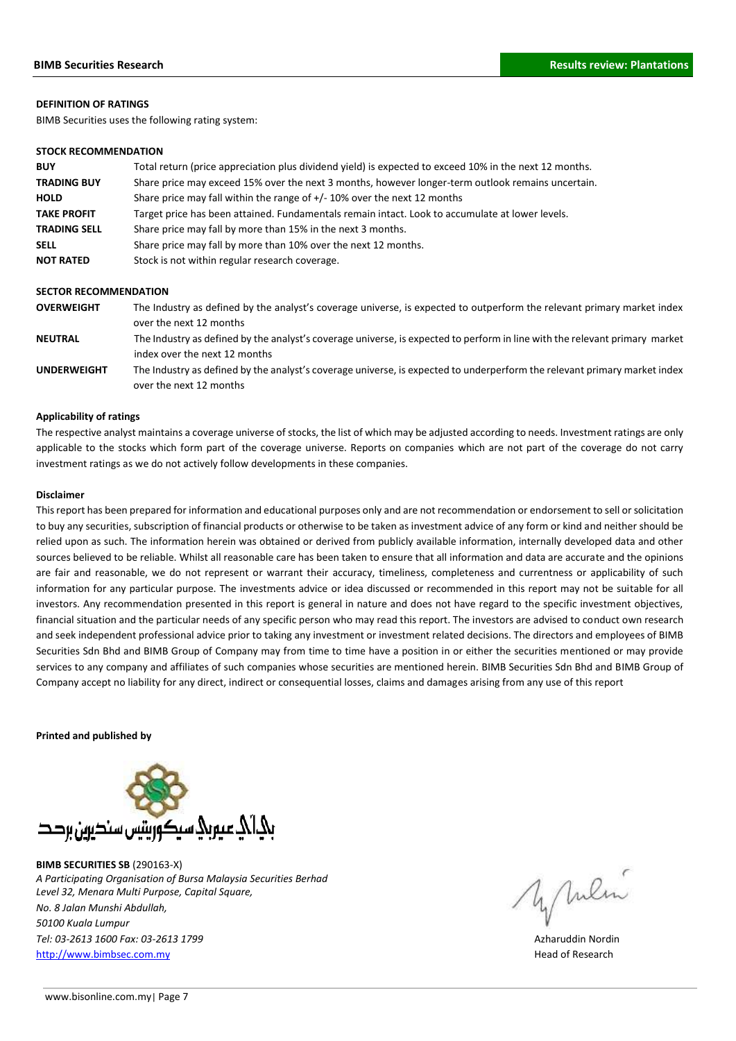**DEFINITION OF RATINGS**

BIMB Securities uses the following rating system:

**STOCK RECOMMENDATION**

| | |
|---|---|
| **BUY** | Total return (price appreciation plus dividend yield) is expected to exceed 10% in the next 12 months. |
| **TRADING BUY** | Share price may exceed 15% over the next 3 months, however longer-term outlook remains uncertain. |
| **HOLD** | Share price may fall within the range of +/- 10% over the next 12 months |
| **TAKE PROFIT** | Target price has been attained. Fundamentals remain intact. Look to accumulate at lower levels. |
| **TRADING SELL** | Share price may fall by more than 15% in the next 3 months. |
| **SELL** | Share price may fall by more than 10% over the next 12 months. |
| **NOT RATED** | Stock is not within regular research coverage. |

**SECTOR RECOMMENDATION**

| | |
|---|---|
| **OVERWEIGHT** | The Industry as defined by the analyst's coverage universe, is expected to outperform the relevant primary market index over the next 12 months |
| **NEUTRAL** | The Industry as defined by the analyst's coverage universe, is expected to perform in line with the relevant primary market index over the next 12 months |
| **UNDERWEIGHT** | The Industry as defined by the analyst's coverage universe, is expected to underperform the relevant primary market index over the next 12 months |

**Applicability of ratings**

The respective analyst maintains a coverage universe of stocks, the list of which may be adjusted according to needs. Investment ratings are only applicable to the stocks which form part of the coverage universe. Reports on companies which are not part of the coverage do not carry investment ratings as we do not actively follow developments in these companies.

**Disclaimer**

This report has been prepared for information and educational purposes only and are not recommendation or endorsement to sell or solicitation to buy any securities, subscription of financial products or otherwise to be taken as investment advice of any form or kind and neither should be relied upon as such. The information herein was obtained or derived from publicly available information, internally developed data and other sources believed to be reliable. Whilst all reasonable care has been taken to ensure that all information and data are accurate and the opinions are fair and reasonable, we do not represent or warrant their accuracy, timeliness, completeness and currentness or applicability of such information for any particular purpose. The investments advice or idea discussed or recommended in this report may not be suitable for all investors. Any recommendation presented in this report is general in nature and does not have regard to the specific investment objectives, financial situation and the particular needs of any specific person who may read this report. The investors are advised to conduct own research and seek independent professional advice prior to taking any investment or investment related decisions. The directors and employees of BIMB Securities Sdn Bhd and BIMB Group of Company may from time to time have a position in or either the securities mentioned or may provide services to any company and affiliates of such companies whose securities are mentioned herein. BIMB Securities Sdn Bhd and BIMB Group of Company accept no liability for any direct, indirect or consequential losses, claims and damages arising from any use of this report

**Printed and published by**

بيايمبي سيکوريتيس سنديرين برحد

**BIMB SECURITIES SB** (290163-X)
*A Participating Organisation of Bursa Malaysia Securities Berhad*
*Level 32, Menara Multi Purpose, Capital Square,*
*No. 8 Jalan Munshi Abdullah,*
*50100 Kuala Lumpur*
*Tel: 03-2613 1600 Fax: 03-2613 1799*
http://www.bimbsec.com.my

Azharuddin Nordin
Head of Research